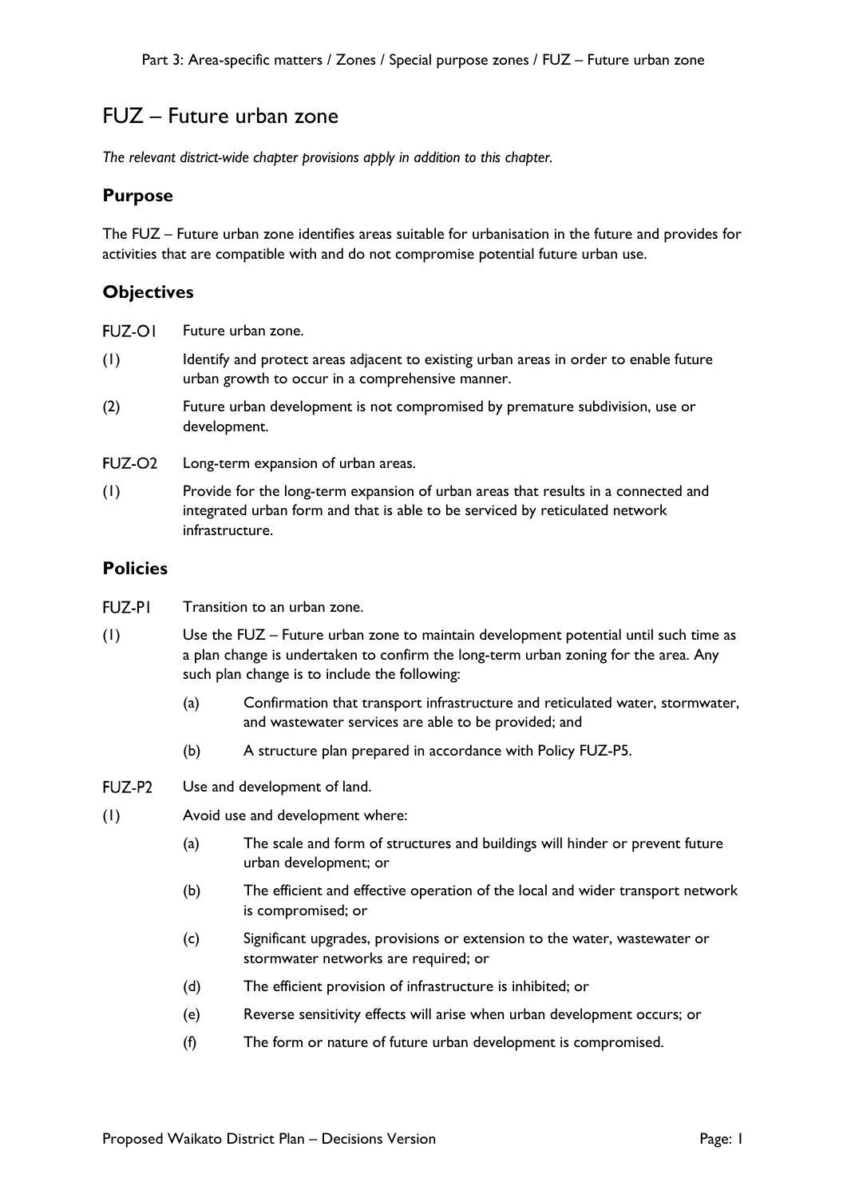# FUZ – Future urban zone

*The relevant district-wide chapter provisions apply in addition to this chapter.*

## Purpose

The FUZ – Future urban zone identifies areas suitable for urbanisation in the future and provides for activities that are compatible with and do not compromise potential future urban use.

## Objectives

**FUZ-O1** Future urban zone.

(1) Identify and protect areas adjacent to existing urban areas in order to enable future urban growth to occur in a comprehensive manner.

(2) Future urban development is not compromised by premature subdivision, use or development.

**FUZ-O2** Long-term expansion of urban areas.

(1) Provide for the long-term expansion of urban areas that results in a connected and integrated urban form and that is able to be serviced by reticulated network infrastructure.

## Policies

**FUZ-P1** Transition to an urban zone.

(1) Use the FUZ – Future urban zone to maintain development potential until such time as a plan change is undertaken to confirm the long-term urban zoning for the area. Any such plan change is to include the following:

- (a) Confirmation that transport infrastructure and reticulated water, stormwater, and wastewater services are able to be provided; and
- (b) A structure plan prepared in accordance with Policy FUZ-P5.

**FUZ-P2** Use and development of land.

(1) Avoid use and development where:

- (a) The scale and form of structures and buildings will hinder or prevent future urban development; or
- (b) The efficient and effective operation of the local and wider transport network is compromised; or
- (c) Significant upgrades, provisions or extension to the water, wastewater or stormwater networks are required; or
- (d) The efficient provision of infrastructure is inhibited; or
- (e) Reverse sensitivity effects will arise when urban development occurs; or
- (f) The form or nature of future urban development is compromised.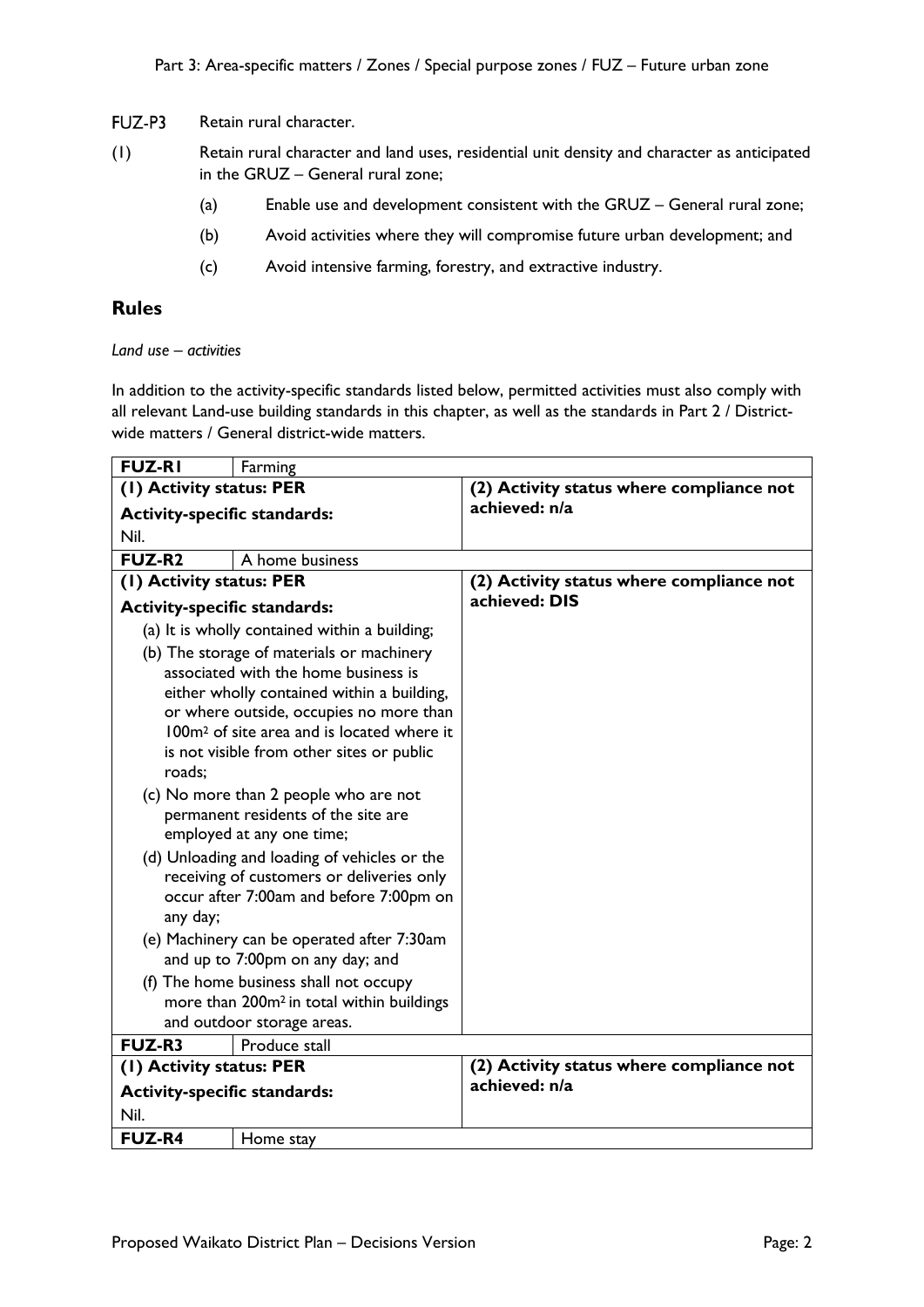FUZ-P3 Retain rural character.

(1) Retain rural character and land uses, residential unit density and character as anticipated in the GRUZ – General rural zone;

- (a) Enable use and development consistent with the GRUZ – General rural zone;
- (b) Avoid activities where they will compromise future urban development; and
- (c) Avoid intensive farming, forestry, and extractive industry.

## Rules

*Land use – activities*

In addition to the activity-specific standards listed below, permitted activities must also comply with all relevant Land-use building standards in this chapter, as well as the standards in Part 2 / District-wide matters / General district-wide matters.

| **FUZ-R1** | Farming |
|---|---|
| **(1) Activity status: PER**<br>**Activity-specific standards:**<br>Nil. | **(2) Activity status where compliance not achieved: n/a** |
| **FUZ-R2** | A home business |
| **(1) Activity status: PER**<br>**Activity-specific standards:**<br>(a) It is wholly contained within a building;<br>(b) The storage of materials or machinery associated with the home business is either wholly contained within a building, or where outside, occupies no more than 100m² of site area and is located where it is not visible from other sites or public roads;<br>(c) No more than 2 people who are not permanent residents of the site are employed at any one time;<br>(d) Unloading and loading of vehicles or the receiving of customers or deliveries only occur after 7:00am and before 7:00pm on any day;<br>(e) Machinery can be operated after 7:30am and up to 7:00pm on any day; and<br>(f) The home business shall not occupy more than 200m² in total within buildings and outdoor storage areas. | **(2) Activity status where compliance not achieved: DIS** |
| **FUZ-R3** | Produce stall |
| **(1) Activity status: PER**<br>**Activity-specific standards:**<br>Nil. | **(2) Activity status where compliance not achieved: n/a** |
| **FUZ-R4** | Home stay |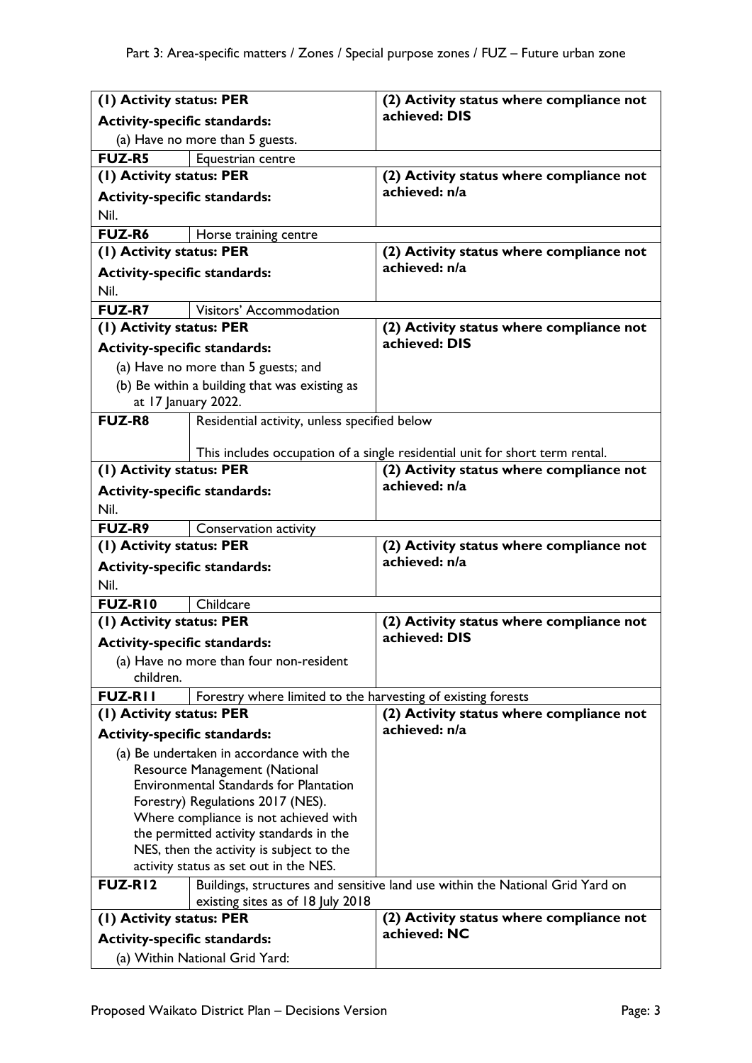| (1) Activity status: PER<br>**Activity-specific standards:**<br>(a) Have no more than 5 guests. | (2) Activity status where compliance not achieved: DIS |
|---|---|
| **FUZ-R5** Equestrian centre | |
| **(1) Activity status: PER**<br>**Activity-specific standards:**<br>Nil. | **(2) Activity status where compliance not achieved: n/a** |
| **FUZ-R6** Horse training centre | |
| **(1) Activity status: PER**<br>**Activity-specific standards:**<br>Nil. | **(2) Activity status where compliance not achieved: n/a** |
| **FUZ-R7** Visitors' Accommodation | |
| **(1) Activity status: PER**<br>**Activity-specific standards:**<br>(a) Have no more than 5 guests; and<br>(b) Be within a building that was existing as at 17 January 2022. | **(2) Activity status where compliance not achieved: DIS** |
| **FUZ-R8** Residential activity, unless specified below<br><br>This includes occupation of a single residential unit for short term rental. | |
| **(1) Activity status: PER**<br>**Activity-specific standards:**<br>Nil. | **(2) Activity status where compliance not achieved: n/a** |
| **FUZ-R9** Conservation activity | |
| **(1) Activity status: PER**<br>**Activity-specific standards:**<br>Nil. | **(2) Activity status where compliance not achieved: n/a** |
| **FUZ-R10** Childcare | |
| **(1) Activity status: PER**<br>**Activity-specific standards:**<br>(a) Have no more than four non-resident children. | **(2) Activity status where compliance not achieved: DIS** |
| **FUZ-R11** Forestry where limited to the harvesting of existing forests | |
| **(1) Activity status: PER**<br>**Activity-specific standards:**<br>(a) Be undertaken in accordance with the Resource Management (National Environmental Standards for Plantation Forestry) Regulations 2017 (NES). Where compliance is not achieved with the permitted activity standards in the NES, then the activity is subject to the activity status as set out in the NES. | **(2) Activity status where compliance not achieved: n/a** |
| **FUZ-R12** Buildings, structures and sensitive land use within the National Grid Yard on existing sites as of 18 July 2018 | |
| **(1) Activity status: PER**<br>**Activity-specific standards:**<br>(a) Within National Grid Yard: | **(2) Activity status where compliance not achieved: NC** |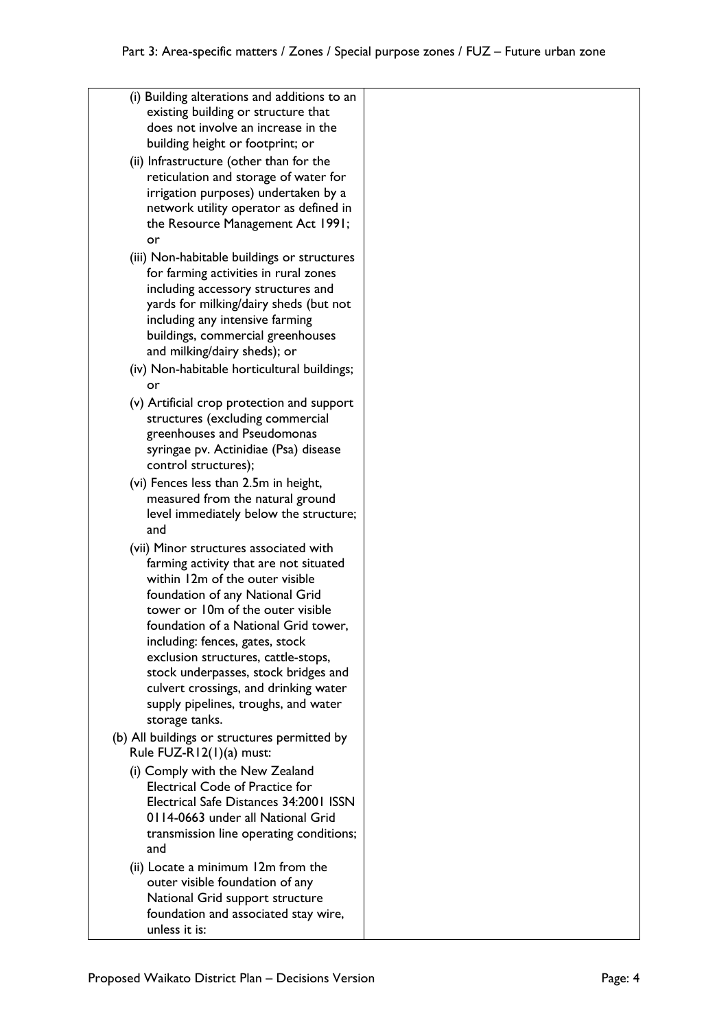| | |
|---|---|
| (i) Building alterations and additions to an existing building or structure that does not involve an increase in the building height or footprint; or<br>(ii) Infrastructure (other than for the reticulation and storage of water for irrigation purposes) undertaken by a network utility operator as defined in the Resource Management Act 1991; or<br>(iii) Non-habitable buildings or structures for farming activities in rural zones including accessory structures and yards for milking/dairy sheds (but not including any intensive farming buildings, commercial greenhouses and milking/dairy sheds); or<br>(iv) Non-habitable horticultural buildings; or<br>(v) Artificial crop protection and support structures (excluding commercial greenhouses and Pseudomonas syringae pv. Actinidiae (Psa) disease control structures);<br>(vi) Fences less than 2.5m in height, measured from the natural ground level immediately below the structure; and<br>(vii) Minor structures associated with farming activity that are not situated within 12m of the outer visible foundation of any National Grid tower or 10m of the outer visible foundation of a National Grid tower, including: fences, gates, stock exclusion structures, cattle-stops, stock underpasses, stock bridges and culvert crossings, and drinking water supply pipelines, troughs, and water storage tanks.<br>(b) All buildings or structures permitted by Rule FUZ-R12(1)(a) must:<br>(i) Comply with the New Zealand Electrical Code of Practice for Electrical Safe Distances 34:2001 ISSN 0114-0663 under all National Grid transmission line operating conditions; and<br>(ii) Locate a minimum 12m from the outer visible foundation of any National Grid support structure foundation and associated stay wire, unless it is: | |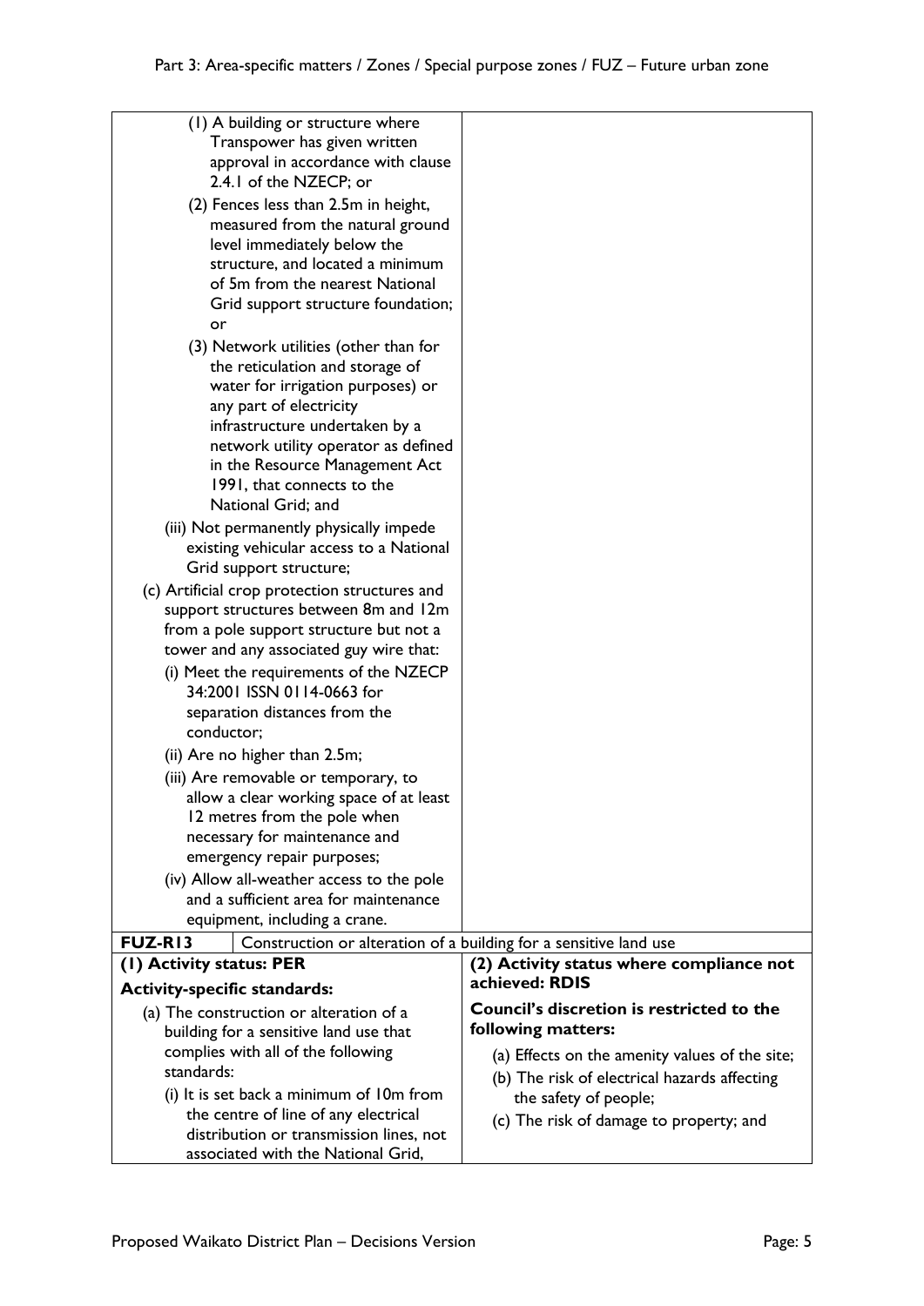| | |
|---|---|
| (1) A building or structure where Transpower has given written approval in accordance with clause 2.4.1 of the NZECP; or<br>(2) Fences less than 2.5m in height, measured from the natural ground level immediately below the structure, and located a minimum of 5m from the nearest National Grid support structure foundation; or<br>(3) Network utilities (other than for the reticulation and storage of water for irrigation purposes) or any part of electricity infrastructure undertaken by a network utility operator as defined in the Resource Management Act 1991, that connects to the National Grid; and<br>(iii) Not permanently physically impede existing vehicular access to a National Grid support structure;<br>(c) Artificial crop protection structures and support structures between 8m and 12m from a pole support structure but not a tower and any associated guy wire that:<br>(i) Meet the requirements of the NZECP 34:2001 ISSN 0114-0663 for separation distances from the conductor;<br>(ii) Are no higher than 2.5m;<br>(iii) Are removable or temporary, to allow a clear working space of at least 12 metres from the pole when necessary for maintenance and emergency repair purposes;<br>(iv) Allow all-weather access to the pole and a sufficient area for maintenance equipment, including a crane. | |
| **FUZ-R13** Construction or alteration of a building for a sensitive land use | |
| **(1) Activity status: PER**<br>**Activity-specific standards:**<br>(a) The construction or alteration of a building for a sensitive land use that complies with all of the following standards:<br>(i) It is set back a minimum of 10m from the centre of line of any electrical distribution or transmission lines, not associated with the National Grid, | **(2) Activity status where compliance not achieved: RDIS**<br>**Council's discretion is restricted to the following matters:**<br>(a) Effects on the amenity values of the site;<br>(b) The risk of electrical hazards affecting the safety of people;<br>(c) The risk of damage to property; and |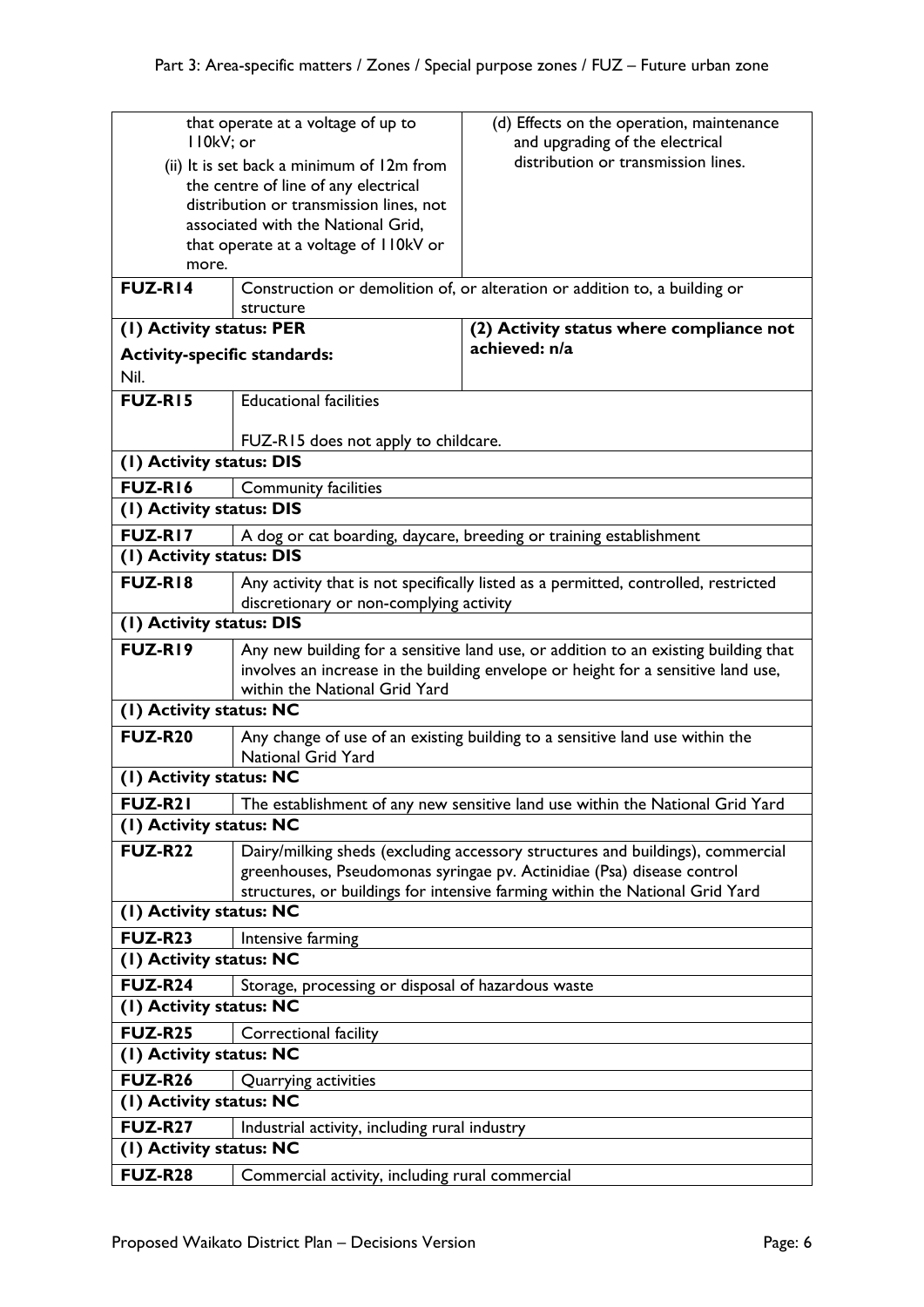| | | |
|---|---|---|
| that operate at a voltage of up to 110kV; or<br>(ii) It is set back a minimum of 12m from the centre of line of any electrical distribution or transmission lines, not associated with the National Grid, that operate at a voltage of 110kV or more. | | (d) Effects on the operation, maintenance and upgrading of the electrical distribution or transmission lines. |
| **FUZ-R14** | Construction or demolition of, or alteration or addition to, a building or structure | |
| **(1) Activity status: PER**<br>**Activity-specific standards:**<br>Nil. | | **(2) Activity status where compliance not achieved: n/a** |
| **FUZ-R15** | Educational facilities<br><br>FUZ-R15 does not apply to childcare. | |
| **(1) Activity status: DIS** | | |
| **FUZ-R16** | Community facilities | |
| **(1) Activity status: DIS** | | |
| **FUZ-R17** | A dog or cat boarding, daycare, breeding or training establishment | |
| **(1) Activity status: DIS** | | |
| **FUZ-R18** | Any activity that is not specifically listed as a permitted, controlled, restricted discretionary or non-complying activity | |
| **(1) Activity status: DIS** | | |
| **FUZ-R19** | Any new building for a sensitive land use, or addition to an existing building that involves an increase in the building envelope or height for a sensitive land use, within the National Grid Yard | |
| **(1) Activity status: NC** | | |
| **FUZ-R20** | Any change of use of an existing building to a sensitive land use within the National Grid Yard | |
| **(1) Activity status: NC** | | |
| **FUZ-R21** | The establishment of any new sensitive land use within the National Grid Yard | |
| **(1) Activity status: NC** | | |
| **FUZ-R22** | Dairy/milking sheds (excluding accessory structures and buildings), commercial greenhouses, Pseudomonas syringae pv. Actinidiae (Psa) disease control structures, or buildings for intensive farming within the National Grid Yard | |
| **(1) Activity status: NC** | | |
| **FUZ-R23** | Intensive farming | |
| **(1) Activity status: NC** | | |
| **FUZ-R24** | Storage, processing or disposal of hazardous waste | |
| **(1) Activity status: NC** | | |
| **FUZ-R25** | Correctional facility | |
| **(1) Activity status: NC** | | |
| **FUZ-R26** | Quarrying activities | |
| **(1) Activity status: NC** | | |
| **FUZ-R27** | Industrial activity, including rural industry | |
| **(1) Activity status: NC** | | |
| **FUZ-R28** | Commercial activity, including rural commercial | |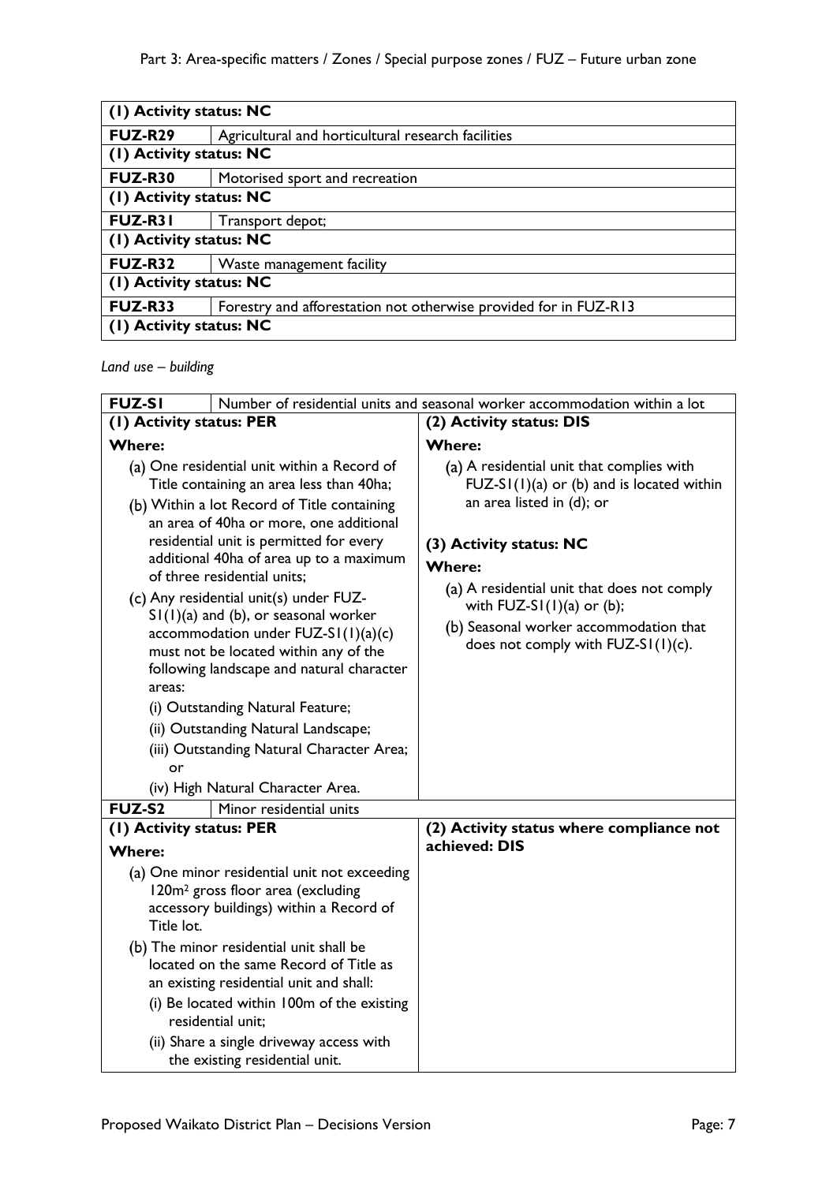| (1) Activity status: NC | |
|---|---|
| **FUZ-R29** | Agricultural and horticultural research facilities |
| **(1) Activity status: NC** | |
| **FUZ-R30** | Motorised sport and recreation |
| **(1) Activity status: NC** | |
| **FUZ-R31** | Transport depot; |
| **(1) Activity status: NC** | |
| **FUZ-R32** | Waste management facility |
| **(1) Activity status: NC** | |
| **FUZ-R33** | Forestry and afforestation not otherwise provided for in FUZ-R13 |
| **(1) Activity status: NC** | |

*Land use – building*

| **FUZ-S1** Number of residential units and seasonal worker accommodation within a lot | |
|---|---|
| **(1) Activity status: PER**<br><br>**Where:**<br><br>(a) One residential unit within a Record of Title containing an area less than 40ha;<br>(b) Within a lot Record of Title containing an area of 40ha or more, one additional residential unit is permitted for every additional 40ha of area up to a maximum of three residential units;<br>(c) Any residential unit(s) under FUZ-S1(1)(a) and (b), or seasonal worker accommodation under FUZ-S1(1)(a)(c) must not be located within any of the following landscape and natural character areas:<br>(i) Outstanding Natural Feature;<br>(ii) Outstanding Natural Landscape;<br>(iii) Outstanding Natural Character Area; or<br>(iv) High Natural Character Area. | **(2) Activity status: DIS**<br><br>**Where:**<br><br>(a) A residential unit that complies with FUZ-S1(1)(a) or (b) and is located within an area listed in (d); or<br><br>**(3) Activity status: NC**<br><br>**Where:**<br><br>(a) A residential unit that does not comply with FUZ-S1(1)(a) or (b);<br>(b) Seasonal worker accommodation that does not comply with FUZ-S1(1)(c). |
| **FUZ-S2** Minor residential units | |
| **(1) Activity status: PER**<br><br>**Where:**<br><br>(a) One minor residential unit not exceeding 120m² gross floor area (excluding accessory buildings) within a Record of Title lot.<br>(b) The minor residential unit shall be located on the same Record of Title as an existing residential unit and shall:<br>(i) Be located within 100m of the existing residential unit;<br>(ii) Share a single driveway access with the existing residential unit. | **(2) Activity status where compliance not achieved: DIS** |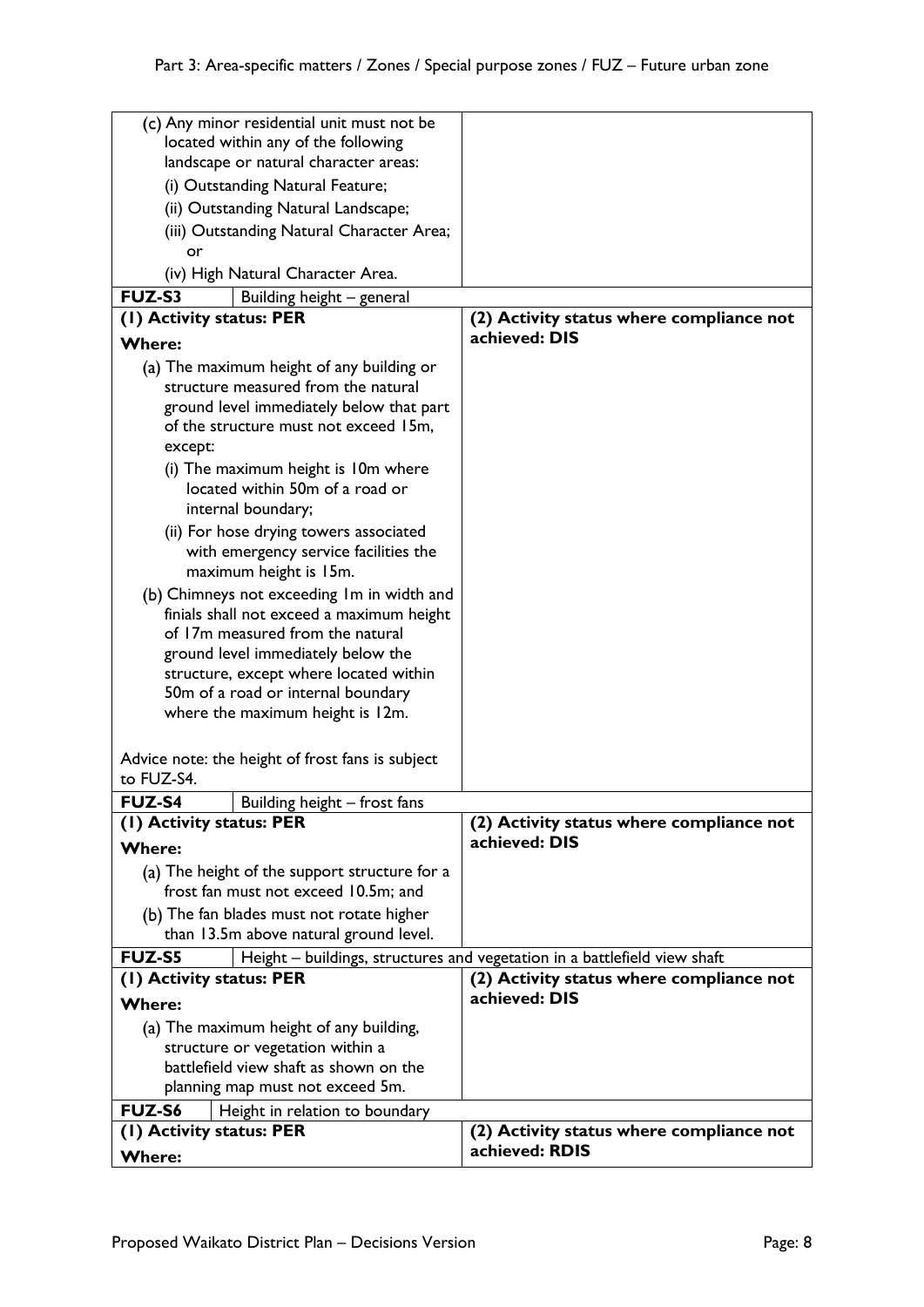| | |
|---|---|
| (c) Any minor residential unit must not be located within any of the following landscape or natural character areas:<br>(i) Outstanding Natural Feature;<br>(ii) Outstanding Natural Landscape;<br>(iii) Outstanding Natural Character Area; or<br>(iv) High Natural Character Area. | |
| **FUZ-S3** Building height – general | |
| **(1) Activity status: PER**<br>**Where:**<br>(a) The maximum height of any building or structure measured from the natural ground level immediately below that part of the structure must not exceed 15m, except:<br>(i) The maximum height is 10m where located within 50m of a road or internal boundary;<br>(ii) For hose drying towers associated with emergency service facilities the maximum height is 15m.<br>(b) Chimneys not exceeding 1m in width and finials shall not exceed a maximum height of 17m measured from the natural ground level immediately below the structure, except where located within 50m of a road or internal boundary where the maximum height is 12m.<br><br>Advice note: the height of frost fans is subject to FUZ-S4. | **(2) Activity status where compliance not achieved: DIS** |
| **FUZ-S4** Building height – frost fans | |
| **(1) Activity status: PER**<br>**Where:**<br>(a) The height of the support structure for a frost fan must not exceed 10.5m; and<br>(b) The fan blades must not rotate higher than 13.5m above natural ground level. | **(2) Activity status where compliance not achieved: DIS** |
| **FUZ-S5** Height – buildings, structures and vegetation in a battlefield view shaft | |
| **(1) Activity status: PER**<br>**Where:**<br>(a) The maximum height of any building, structure or vegetation within a battlefield view shaft as shown on the planning map must not exceed 5m. | **(2) Activity status where compliance not achieved: DIS** |
| **FUZ-S6** Height in relation to boundary | |
| **(1) Activity status: PER**<br>**Where:** | **(2) Activity status where compliance not achieved: RDIS** |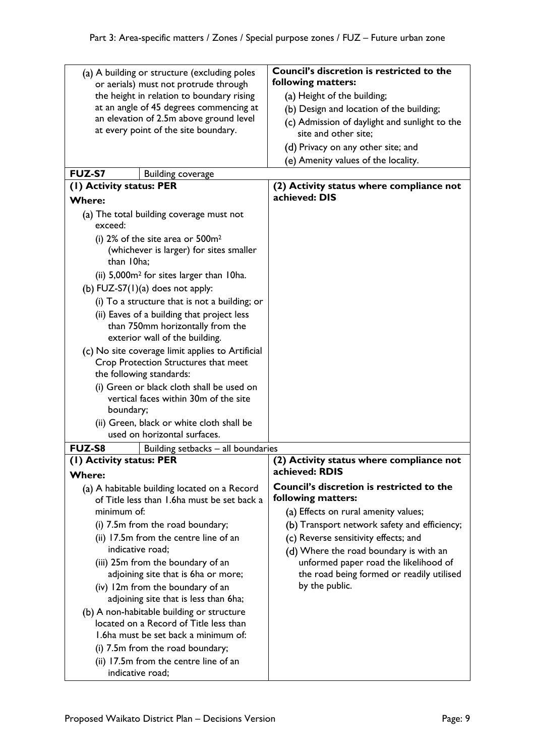| | |
|---|---|
| (a) A building or structure (excluding poles or aerials) must not protrude through the height in relation to boundary rising at an angle of 45 degrees commencing at an elevation of 2.5m above ground level at every point of the site boundary. | **Council's discretion is restricted to the following matters:**<br>(a) Height of the building;<br>(b) Design and location of the building;<br>(c) Admission of daylight and sunlight to the site and other site;<br>(d) Privacy on any other site; and<br>(e) Amenity values of the locality. |
| **FUZ-S7** Building coverage | |
| **(1) Activity status: PER**<br>**Where:**<br>(a) The total building coverage must not exceed:<br>(i) 2% of the site area or 500m² (whichever is larger) for sites smaller than 10ha;<br>(ii) 5,000m² for sites larger than 10ha.<br>(b) FUZ-S7(1)(a) does not apply:<br>(i) To a structure that is not a building; or<br>(ii) Eaves of a building that project less than 750mm horizontally from the exterior wall of the building.<br>(c) No site coverage limit applies to Artificial Crop Protection Structures that meet the following standards:<br>(i) Green or black cloth shall be used on vertical faces within 30m of the site boundary;<br>(ii) Green, black or white cloth shall be used on horizontal surfaces. | **(2) Activity status where compliance not achieved: DIS** |
| **FUZ-S8** Building setbacks – all boundaries | |
| **(1) Activity status: PER**<br>**Where:**<br>(a) A habitable building located on a Record of Title less than 1.6ha must be set back a minimum of:<br>(i) 7.5m from the road boundary;<br>(ii) 17.5m from the centre line of an indicative road;<br>(iii) 25m from the boundary of an adjoining site that is 6ha or more;<br>(iv) 12m from the boundary of an adjoining site that is less than 6ha;<br>(b) A non-habitable building or structure located on a Record of Title less than 1.6ha must be set back a minimum of:<br>(i) 7.5m from the road boundary;<br>(ii) 17.5m from the centre line of an indicative road; | **(2) Activity status where compliance not achieved: RDIS**<br>**Council's discretion is restricted to the following matters:**<br>(a) Effects on rural amenity values;<br>(b) Transport network safety and efficiency;<br>(c) Reverse sensitivity effects; and<br>(d) Where the road boundary is with an unformed paper road the likelihood of the road being formed or readily utilised by the public. |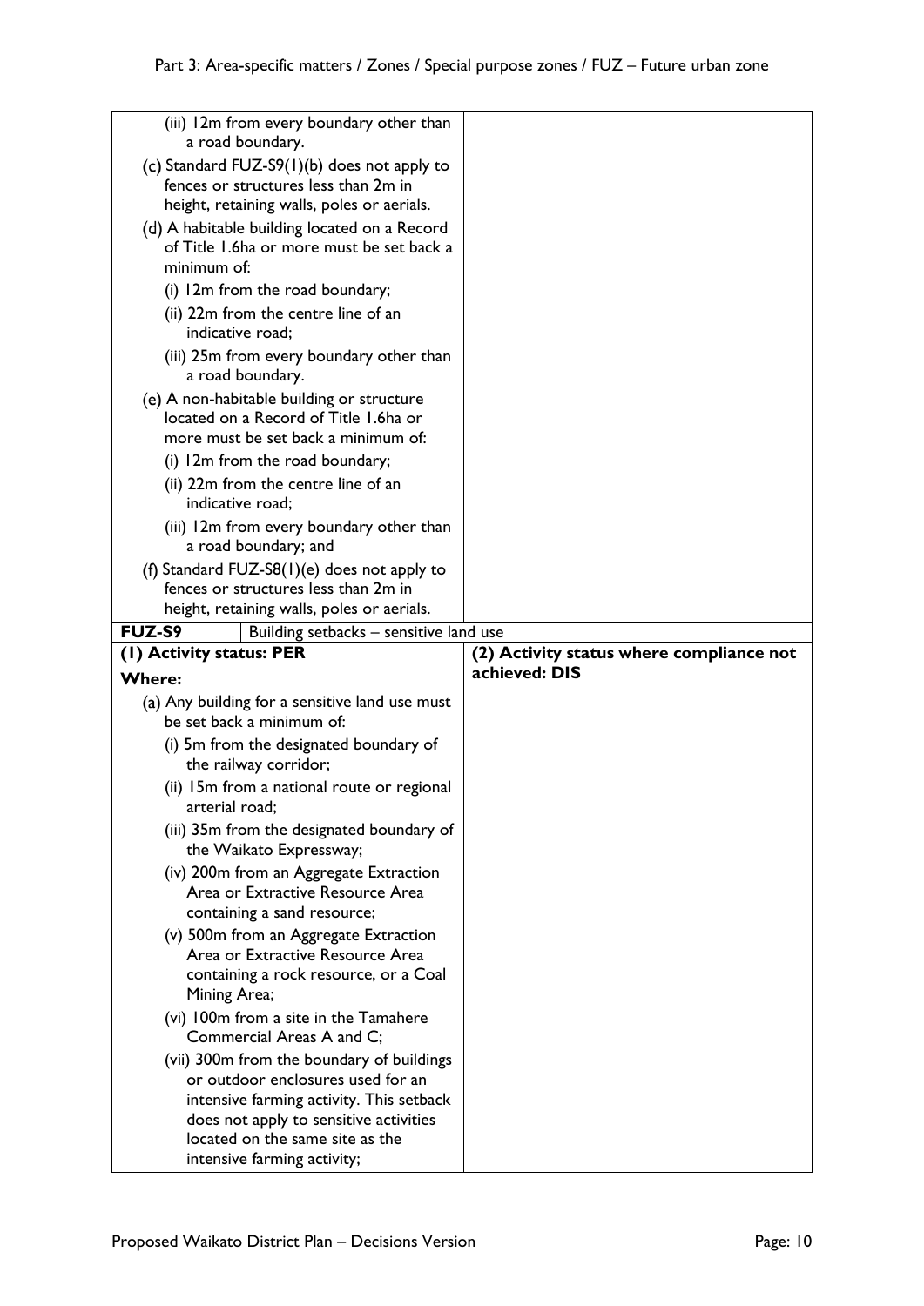| | |
|---|---|
| (iii) 12m from every boundary other than a road boundary.<br>(c) Standard FUZ-S9(1)(b) does not apply to fences or structures less than 2m in height, retaining walls, poles or aerials.<br>(d) A habitable building located on a Record of Title 1.6ha or more must be set back a minimum of:<br>(i) 12m from the road boundary;<br>(ii) 22m from the centre line of an indicative road;<br>(iii) 25m from every boundary other than a road boundary.<br>(e) A non-habitable building or structure located on a Record of Title 1.6ha or more must be set back a minimum of:<br>(i) 12m from the road boundary;<br>(ii) 22m from the centre line of an indicative road;<br>(iii) 12m from every boundary other than a road boundary; and<br>(f) Standard FUZ-S8(1)(e) does not apply to fences or structures less than 2m in height, retaining walls, poles or aerials. | |
| **FUZ-S9** Building setbacks – sensitive land use | |
| **(1) Activity status: PER**<br>**Where:**<br>(a) Any building for a sensitive land use must be set back a minimum of:<br>(i) 5m from the designated boundary of the railway corridor;<br>(ii) 15m from a national route or regional arterial road;<br>(iii) 35m from the designated boundary of the Waikato Expressway;<br>(iv) 200m from an Aggregate Extraction Area or Extractive Resource Area containing a sand resource;<br>(v) 500m from an Aggregate Extraction Area or Extractive Resource Area containing a rock resource, or a Coal Mining Area;<br>(vi) 100m from a site in the Tamahere Commercial Areas A and C;<br>(vii) 300m from the boundary of buildings or outdoor enclosures used for an intensive farming activity. This setback does not apply to sensitive activities located on the same site as the intensive farming activity; | **(2) Activity status where compliance not achieved: DIS** |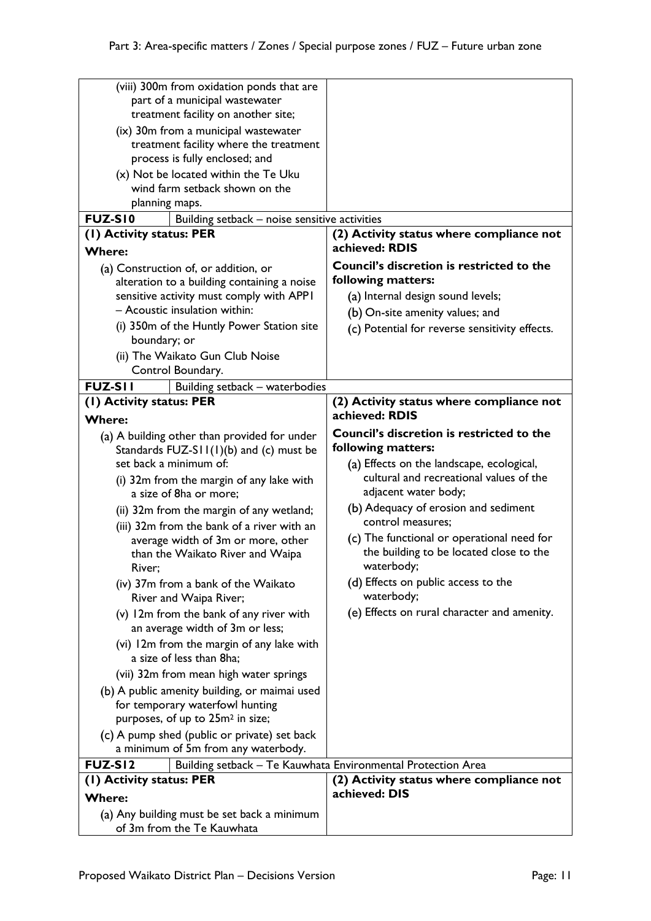| | |
|---|---|
| (viii) 300m from oxidation ponds that are part of a municipal wastewater treatment facility on another site;<br>(ix) 30m from a municipal wastewater treatment facility where the treatment process is fully enclosed; and<br>(x) Not be located within the Te Uku wind farm setback shown on the planning maps. | |
| **FUZ-S10** Building setback – noise sensitive activities | |
| **(1) Activity status: PER**<br>**Where:**<br>(a) Construction of, or addition, or alteration to a building containing a noise sensitive activity must comply with APP1 – Acoustic insulation within:<br>(i) 350m of the Huntly Power Station site boundary; or<br>(ii) The Waikato Gun Club Noise Control Boundary. | **(2) Activity status where compliance not achieved: RDIS**<br>**Council's discretion is restricted to the following matters:**<br>(a) Internal design sound levels;<br>(b) On-site amenity values; and<br>(c) Potential for reverse sensitivity effects. |
| **FUZ-S11** Building setback – waterbodies | |
| **(1) Activity status: PER**<br>**Where:**<br>(a) A building other than provided for under Standards FUZ-S11(1)(b) and (c) must be set back a minimum of:<br>(i) 32m from the margin of any lake with a size of 8ha or more;<br>(ii) 32m from the margin of any wetland;<br>(iii) 32m from the bank of a river with an average width of 3m or more, other than the Waikato River and Waipa River;<br>(iv) 37m from a bank of the Waikato River and Waipa River;<br>(v) 12m from the bank of any river with an average width of 3m or less;<br>(vi) 12m from the margin of any lake with a size of less than 8ha;<br>(vii) 32m from mean high water springs<br>(b) A public amenity building, or maimai used for temporary waterfowl hunting purposes, of up to 25m² in size;<br>(c) A pump shed (public or private) set back a minimum of 5m from any waterbody. | **(2) Activity status where compliance not achieved: RDIS**<br>**Council's discretion is restricted to the following matters:**<br>(a) Effects on the landscape, ecological, cultural and recreational values of the adjacent water body;<br>(b) Adequacy of erosion and sediment control measures;<br>(c) The functional or operational need for the building to be located close to the waterbody;<br>(d) Effects on public access to the waterbody;<br>(e) Effects on rural character and amenity. |
| **FUZ-S12** Building setback – Te Kauwhata Environmental Protection Area | |
| **(1) Activity status: PER**<br>**Where:**<br>(a) Any building must be set back a minimum of 3m from the Te Kauwhata | **(2) Activity status where compliance not achieved: DIS** |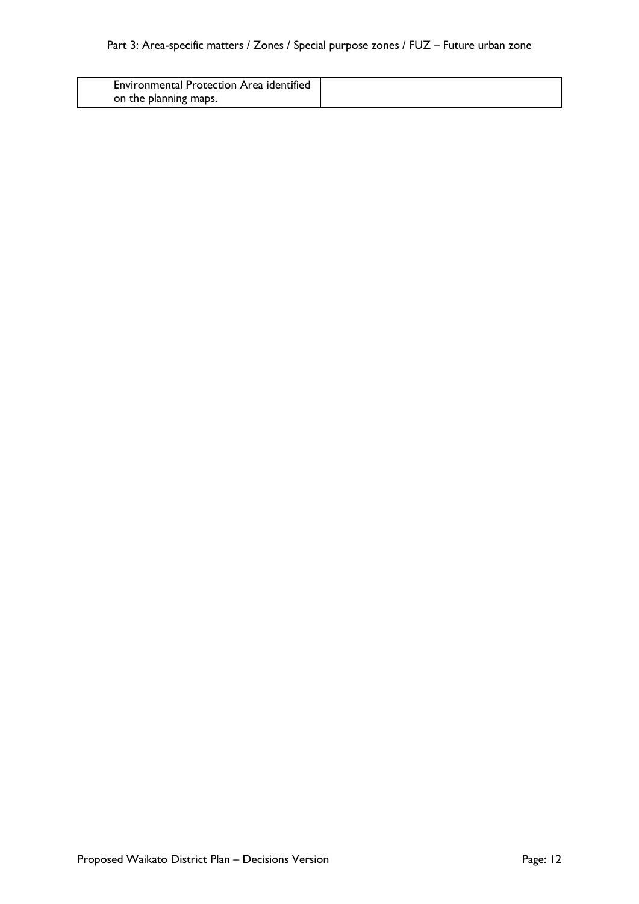| | |
|---|---|
| Environmental Protection Area identified on the planning maps. | |